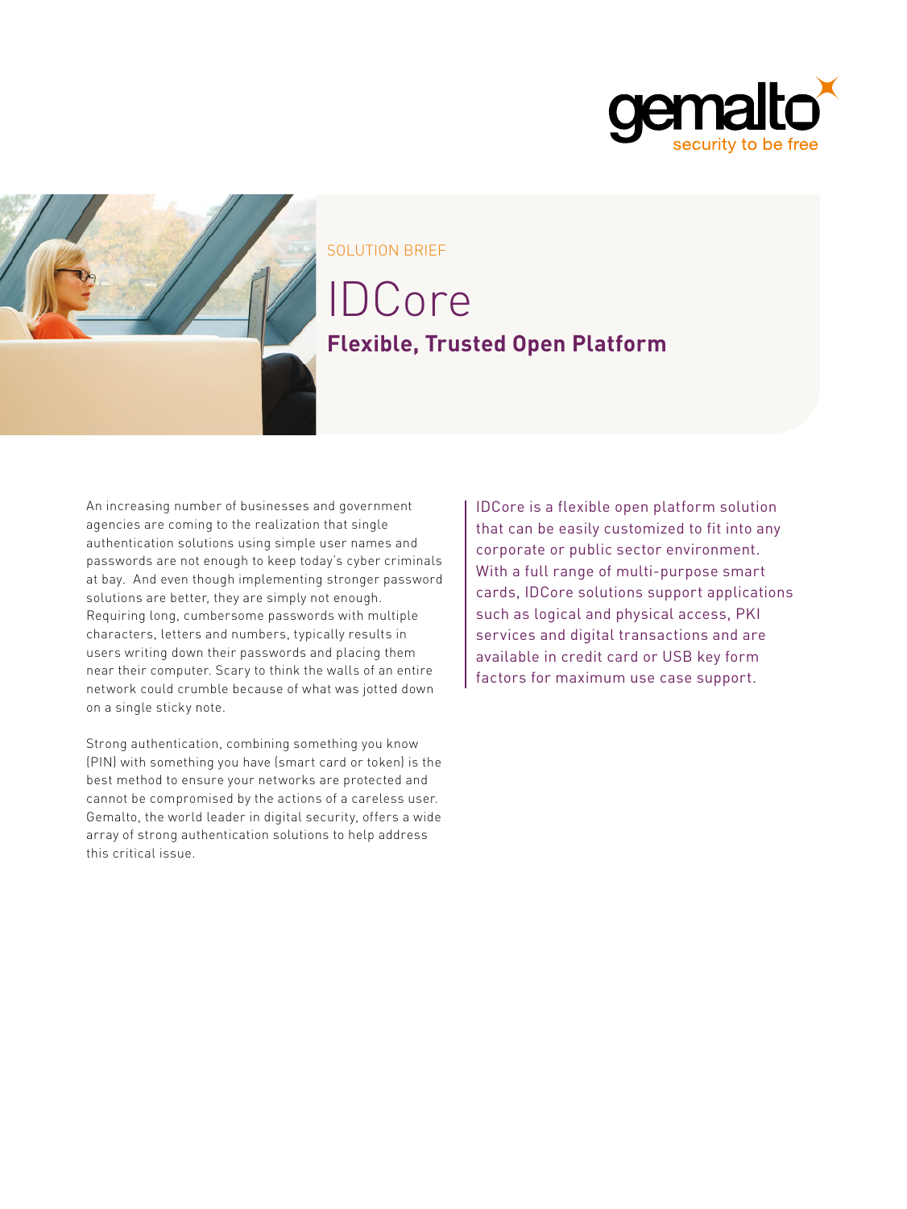SOLUTION BRIEF

# IDCore

## Flexible, Trusted Open Platform

An increasing number of businesses and government agencies are coming to the realization that single authentication solutions using simple user names and passwords are not enough to keep today's cyber criminals at bay. And even though implementing stronger password solutions are better, they are simply not enough. Requiring long, cumbersome passwords with multiple characters, letters and numbers, typically results in users writing down their passwords and placing them near their computer. Scary to think the walls of an entire network could crumble because of what was jotted down on a single sticky note.

Strong authentication, combining something you know (PIN) with something you have (smart card or token) is the best method to ensure your networks are protected and cannot be compromised by the actions of a careless user. Gemalto, the world leader in digital security, offers a wide array of strong authentication solutions to help address this critical issue.

IDCore is a flexible open platform solution that can be easily customized to fit into any corporate or public sector environment. With a full range of multi-purpose smart cards, IDCore solutions support applications such as logical and physical access, PKI services and digital transactions and are available in credit card or USB key form factors for maximum use case support.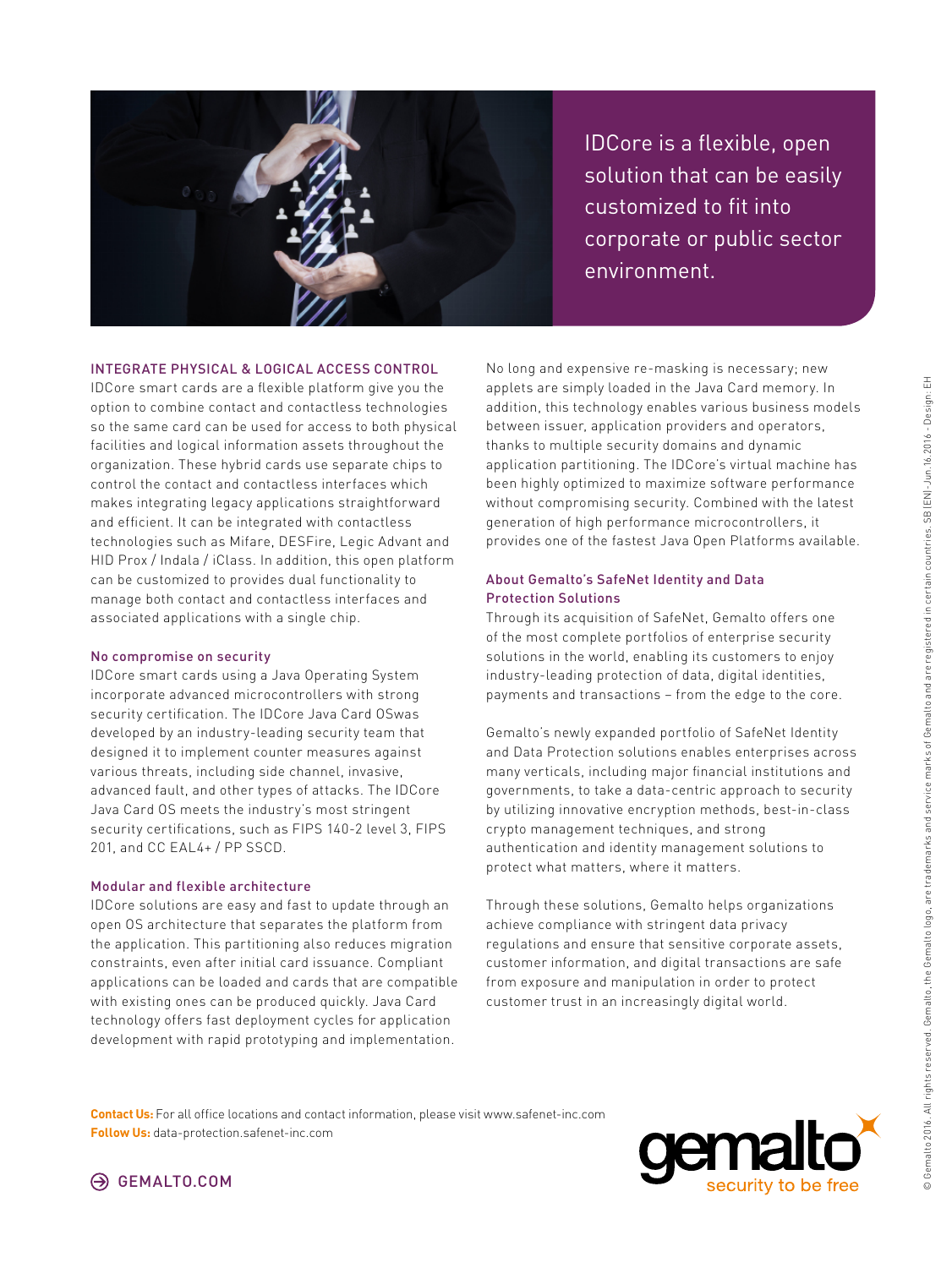IDCore is a flexible, open solution that can be easily customized to fit into corporate or public sector environment.

## INTEGRATE PHYSICAL & LOGICAL ACCESS CONTROL

IDCore smart cards are a flexible platform give you the option to combine contact and contactless technologies so the same card can be used for access to both physical facilities and logical information assets throughout the organization. These hybrid cards use separate chips to control the contact and contactless interfaces which makes integrating legacy applications straightforward and efficient. It can be integrated with contactless technologies such as Mifare, DESFire, Legic Advant and HID Prox / Indala / iClass. In addition, this open platform can be customized to provides dual functionality to manage both contact and contactless interfaces and associated applications with a single chip.

### No compromise on security

IDCore smart cards using a Java Operating System incorporate advanced microcontrollers with strong security certification. The IDCore Java Card OSwas developed by an industry-leading security team that designed it to implement counter measures against various threats, including side channel, invasive, advanced fault, and other types of attacks. The IDCore Java Card OS meets the industry's most stringent security certifications, such as FIPS 140-2 level 3, FIPS 201, and CC EAL4+ / PP SSCD.

### Modular and flexible architecture

IDCore solutions are easy and fast to update through an open OS architecture that separates the platform from the application. This partitioning also reduces migration constraints, even after initial card issuance. Compliant applications can be loaded and cards that are compatible with existing ones can be produced quickly. Java Card technology offers fast deployment cycles for application development with rapid prototyping and implementation.

No long and expensive re-masking is necessary; new applets are simply loaded in the Java Card memory. In addition, this technology enables various business models between issuer, application providers and operators, thanks to multiple security domains and dynamic application partitioning. The IDCore's virtual machine has been highly optimized to maximize software performance without compromising security. Combined with the latest generation of high performance microcontrollers, it provides one of the fastest Java Open Platforms available.

### About Gemalto's SafeNet Identity and Data Protection Solutions

Through its acquisition of SafeNet, Gemalto offers one of the most complete portfolios of enterprise security solutions in the world, enabling its customers to enjoy industry-leading protection of data, digital identities, payments and transactions – from the edge to the core.

Gemalto's newly expanded portfolio of SafeNet Identity and Data Protection solutions enables enterprises across many verticals, including major financial institutions and governments, to take a data-centric approach to security by utilizing innovative encryption methods, best-in-class crypto management techniques, and strong authentication and identity management solutions to protect what matters, where it matters.

Through these solutions, Gemalto helps organizations achieve compliance with stringent data privacy regulations and ensure that sensitive corporate assets, customer information, and digital transactions are safe from exposure and manipulation in order to protect customer trust in an increasingly digital world.

**Contact Us:** For all office locations and contact information, please visit www.safenet-inc.com
**Follow Us:** data-protection.safenet-inc.com

GEMALTO.COM

gemalto
security to be free

© Gemalto 2016. All rights reserved. Gemalto, the Gemalto logo, are trademarks and service marks of Gemalto and are registered in certain countries. SB (EN)-Jun.16.2016 - Design: EH